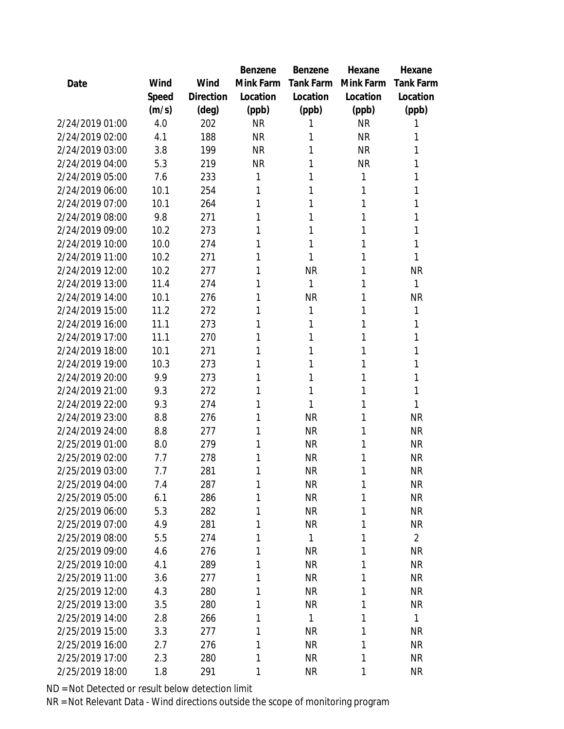| Date | Wind Speed (m/s) | Wind Direction (deg) | Benzene Mink Farm Location (ppb) | Benzene Tank Farm Location (ppb) | Hexane Mink Farm Location (ppb) | Hexane Tank Farm Location (ppb) |
|---|---|---|---|---|---|---|
| 2/24/2019 01:00 | 4.0 | 202 | NR | 1 | NR | 1 |
| 2/24/2019 02:00 | 4.1 | 188 | NR | 1 | NR | 1 |
| 2/24/2019 03:00 | 3.8 | 199 | NR | 1 | NR | 1 |
| 2/24/2019 04:00 | 5.3 | 219 | NR | 1 | NR | 1 |
| 2/24/2019 05:00 | 7.6 | 233 | 1 | 1 | 1 | 1 |
| 2/24/2019 06:00 | 10.1 | 254 | 1 | 1 | 1 | 1 |
| 2/24/2019 07:00 | 10.1 | 264 | 1 | 1 | 1 | 1 |
| 2/24/2019 08:00 | 9.8 | 271 | 1 | 1 | 1 | 1 |
| 2/24/2019 09:00 | 10.2 | 273 | 1 | 1 | 1 | 1 |
| 2/24/2019 10:00 | 10.0 | 274 | 1 | 1 | 1 | 1 |
| 2/24/2019 11:00 | 10.2 | 271 | 1 | 1 | 1 | 1 |
| 2/24/2019 12:00 | 10.2 | 277 | 1 | NR | 1 | NR |
| 2/24/2019 13:00 | 11.4 | 274 | 1 | 1 | 1 | 1 |
| 2/24/2019 14:00 | 10.1 | 276 | 1 | NR | 1 | NR |
| 2/24/2019 15:00 | 11.2 | 272 | 1 | 1 | 1 | 1 |
| 2/24/2019 16:00 | 11.1 | 273 | 1 | 1 | 1 | 1 |
| 2/24/2019 17:00 | 11.1 | 270 | 1 | 1 | 1 | 1 |
| 2/24/2019 18:00 | 10.1 | 271 | 1 | 1 | 1 | 1 |
| 2/24/2019 19:00 | 10.3 | 273 | 1 | 1 | 1 | 1 |
| 2/24/2019 20:00 | 9.9 | 273 | 1 | 1 | 1 | 1 |
| 2/24/2019 21:00 | 9.3 | 272 | 1 | 1 | 1 | 1 |
| 2/24/2019 22:00 | 9.3 | 274 | 1 | 1 | 1 | 1 |
| 2/24/2019 23:00 | 8.8 | 276 | 1 | NR | 1 | NR |
| 2/24/2019 24:00 | 8.8 | 277 | 1 | NR | 1 | NR |
| 2/25/2019 01:00 | 8.0 | 279 | 1 | NR | 1 | NR |
| 2/25/2019 02:00 | 7.7 | 278 | 1 | NR | 1 | NR |
| 2/25/2019 03:00 | 7.7 | 281 | 1 | NR | 1 | NR |
| 2/25/2019 04:00 | 7.4 | 287 | 1 | NR | 1 | NR |
| 2/25/2019 05:00 | 6.1 | 286 | 1 | NR | 1 | NR |
| 2/25/2019 06:00 | 5.3 | 282 | 1 | NR | 1 | NR |
| 2/25/2019 07:00 | 4.9 | 281 | 1 | NR | 1 | NR |
| 2/25/2019 08:00 | 5.5 | 274 | 1 | 1 | 1 | 2 |
| 2/25/2019 09:00 | 4.6 | 276 | 1 | NR | 1 | NR |
| 2/25/2019 10:00 | 4.1 | 289 | 1 | NR | 1 | NR |
| 2/25/2019 11:00 | 3.6 | 277 | 1 | NR | 1 | NR |
| 2/25/2019 12:00 | 4.3 | 280 | 1 | NR | 1 | NR |
| 2/25/2019 13:00 | 3.5 | 280 | 1 | NR | 1 | NR |
| 2/25/2019 14:00 | 2.8 | 266 | 1 | 1 | 1 | 1 |
| 2/25/2019 15:00 | 3.3 | 277 | 1 | NR | 1 | NR |
| 2/25/2019 16:00 | 2.7 | 276 | 1 | NR | 1 | NR |
| 2/25/2019 17:00 | 2.3 | 280 | 1 | NR | 1 | NR |
| 2/25/2019 18:00 | 1.8 | 291 | 1 | NR | 1 | NR |

ND = Not Detected or result below detection limit

NR = Not Relevant Data - Wind directions outside the scope of monitoring program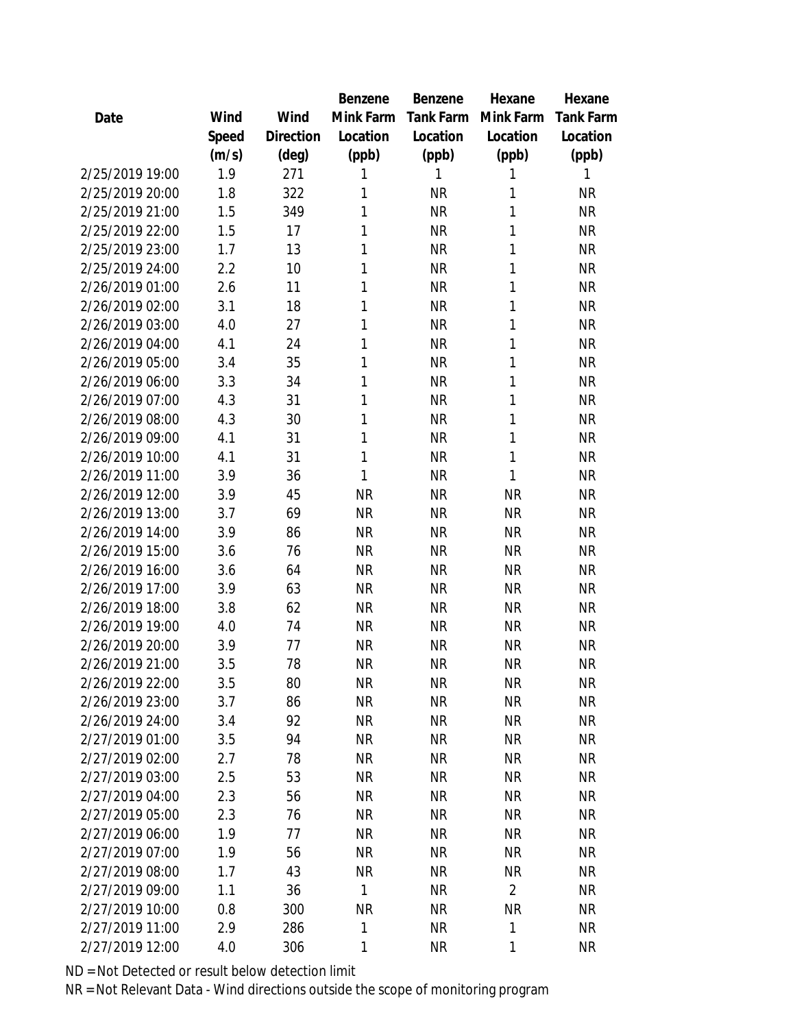| Date | Wind Speed (m/s) | Wind Direction (deg) | Benzene Mink Farm Location (ppb) | Benzene Tank Farm Location (ppb) | Hexane Mink Farm Location (ppb) | Hexane Tank Farm Location (ppb) |
|---|---|---|---|---|---|---|
| 2/25/2019 19:00 | 1.9 | 271 | 1 | 1 | 1 | 1 |
| 2/25/2019 20:00 | 1.8 | 322 | 1 | NR | 1 | NR |
| 2/25/2019 21:00 | 1.5 | 349 | 1 | NR | 1 | NR |
| 2/25/2019 22:00 | 1.5 | 17 | 1 | NR | 1 | NR |
| 2/25/2019 23:00 | 1.7 | 13 | 1 | NR | 1 | NR |
| 2/25/2019 24:00 | 2.2 | 10 | 1 | NR | 1 | NR |
| 2/26/2019 01:00 | 2.6 | 11 | 1 | NR | 1 | NR |
| 2/26/2019 02:00 | 3.1 | 18 | 1 | NR | 1 | NR |
| 2/26/2019 03:00 | 4.0 | 27 | 1 | NR | 1 | NR |
| 2/26/2019 04:00 | 4.1 | 24 | 1 | NR | 1 | NR |
| 2/26/2019 05:00 | 3.4 | 35 | 1 | NR | 1 | NR |
| 2/26/2019 06:00 | 3.3 | 34 | 1 | NR | 1 | NR |
| 2/26/2019 07:00 | 4.3 | 31 | 1 | NR | 1 | NR |
| 2/26/2019 08:00 | 4.3 | 30 | 1 | NR | 1 | NR |
| 2/26/2019 09:00 | 4.1 | 31 | 1 | NR | 1 | NR |
| 2/26/2019 10:00 | 4.1 | 31 | 1 | NR | 1 | NR |
| 2/26/2019 11:00 | 3.9 | 36 | 1 | NR | 1 | NR |
| 2/26/2019 12:00 | 3.9 | 45 | NR | NR | NR | NR |
| 2/26/2019 13:00 | 3.7 | 69 | NR | NR | NR | NR |
| 2/26/2019 14:00 | 3.9 | 86 | NR | NR | NR | NR |
| 2/26/2019 15:00 | 3.6 | 76 | NR | NR | NR | NR |
| 2/26/2019 16:00 | 3.6 | 64 | NR | NR | NR | NR |
| 2/26/2019 17:00 | 3.9 | 63 | NR | NR | NR | NR |
| 2/26/2019 18:00 | 3.8 | 62 | NR | NR | NR | NR |
| 2/26/2019 19:00 | 4.0 | 74 | NR | NR | NR | NR |
| 2/26/2019 20:00 | 3.9 | 77 | NR | NR | NR | NR |
| 2/26/2019 21:00 | 3.5 | 78 | NR | NR | NR | NR |
| 2/26/2019 22:00 | 3.5 | 80 | NR | NR | NR | NR |
| 2/26/2019 23:00 | 3.7 | 86 | NR | NR | NR | NR |
| 2/26/2019 24:00 | 3.4 | 92 | NR | NR | NR | NR |
| 2/27/2019 01:00 | 3.5 | 94 | NR | NR | NR | NR |
| 2/27/2019 02:00 | 2.7 | 78 | NR | NR | NR | NR |
| 2/27/2019 03:00 | 2.5 | 53 | NR | NR | NR | NR |
| 2/27/2019 04:00 | 2.3 | 56 | NR | NR | NR | NR |
| 2/27/2019 05:00 | 2.3 | 76 | NR | NR | NR | NR |
| 2/27/2019 06:00 | 1.9 | 77 | NR | NR | NR | NR |
| 2/27/2019 07:00 | 1.9 | 56 | NR | NR | NR | NR |
| 2/27/2019 08:00 | 1.7 | 43 | NR | NR | NR | NR |
| 2/27/2019 09:00 | 1.1 | 36 | 1 | NR | 2 | NR |
| 2/27/2019 10:00 | 0.8 | 300 | NR | NR | NR | NR |
| 2/27/2019 11:00 | 2.9 | 286 | 1 | NR | 1 | NR |
| 2/27/2019 12:00 | 4.0 | 306 | 1 | NR | 1 | NR |

ND = Not Detected or result below detection limit

NR = Not Relevant Data - Wind directions outside the scope of monitoring program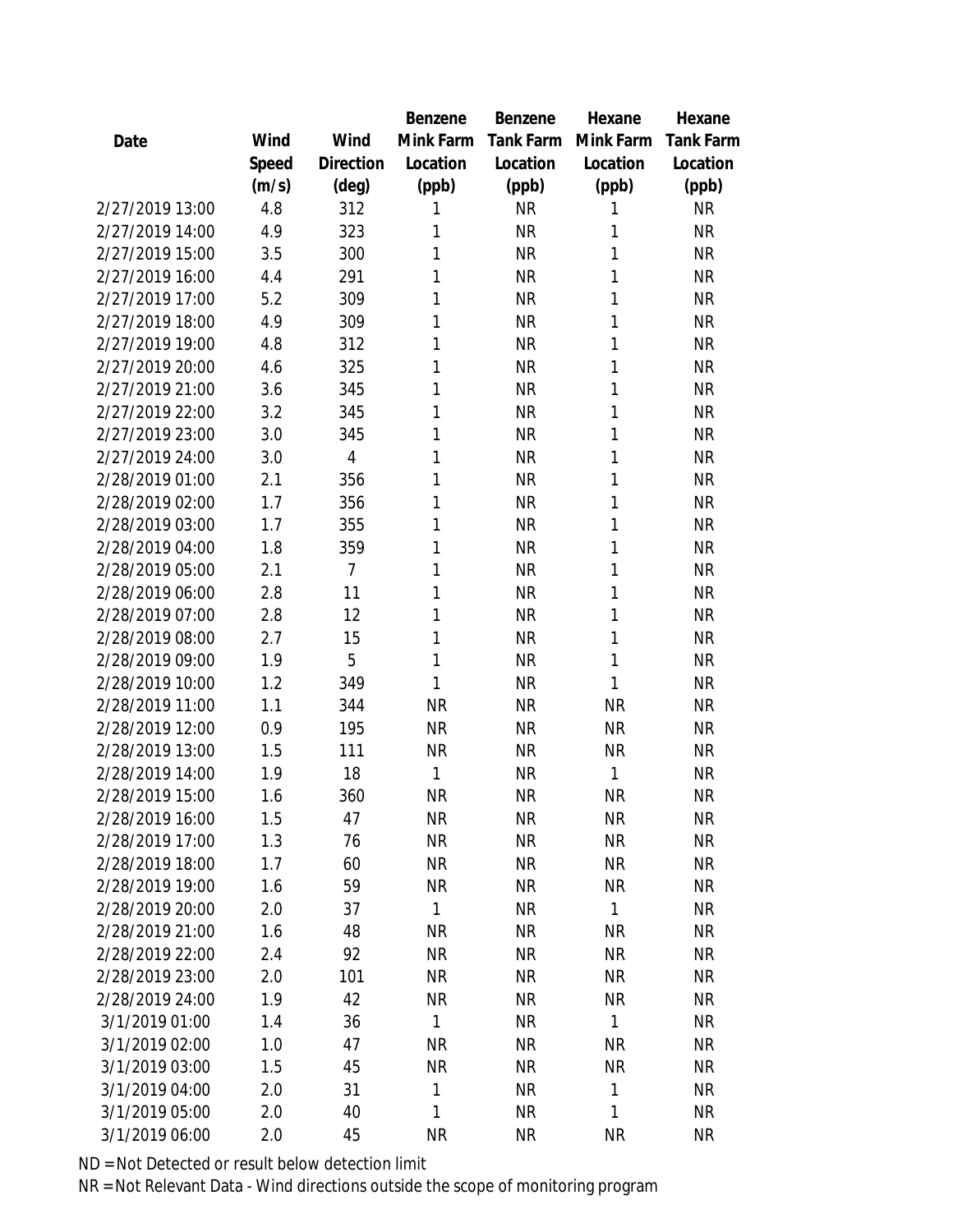| Date | Wind Speed (m/s) | Wind Direction (deg) | Benzene Mink Farm Location (ppb) | Benzene Tank Farm Location (ppb) | Hexane Mink Farm Location (ppb) | Hexane Tank Farm Location (ppb) |
|---|---|---|---|---|---|---|
| 2/27/2019 13:00 | 4.8 | 312 | 1 | NR | 1 | NR |
| 2/27/2019 14:00 | 4.9 | 323 | 1 | NR | 1 | NR |
| 2/27/2019 15:00 | 3.5 | 300 | 1 | NR | 1 | NR |
| 2/27/2019 16:00 | 4.4 | 291 | 1 | NR | 1 | NR |
| 2/27/2019 17:00 | 5.2 | 309 | 1 | NR | 1 | NR |
| 2/27/2019 18:00 | 4.9 | 309 | 1 | NR | 1 | NR |
| 2/27/2019 19:00 | 4.8 | 312 | 1 | NR | 1 | NR |
| 2/27/2019 20:00 | 4.6 | 325 | 1 | NR | 1 | NR |
| 2/27/2019 21:00 | 3.6 | 345 | 1 | NR | 1 | NR |
| 2/27/2019 22:00 | 3.2 | 345 | 1 | NR | 1 | NR |
| 2/27/2019 23:00 | 3.0 | 345 | 1 | NR | 1 | NR |
| 2/27/2019 24:00 | 3.0 | 4 | 1 | NR | 1 | NR |
| 2/28/2019 01:00 | 2.1 | 356 | 1 | NR | 1 | NR |
| 2/28/2019 02:00 | 1.7 | 356 | 1 | NR | 1 | NR |
| 2/28/2019 03:00 | 1.7 | 355 | 1 | NR | 1 | NR |
| 2/28/2019 04:00 | 1.8 | 359 | 1 | NR | 1 | NR |
| 2/28/2019 05:00 | 2.1 | 7 | 1 | NR | 1 | NR |
| 2/28/2019 06:00 | 2.8 | 11 | 1 | NR | 1 | NR |
| 2/28/2019 07:00 | 2.8 | 12 | 1 | NR | 1 | NR |
| 2/28/2019 08:00 | 2.7 | 15 | 1 | NR | 1 | NR |
| 2/28/2019 09:00 | 1.9 | 5 | 1 | NR | 1 | NR |
| 2/28/2019 10:00 | 1.2 | 349 | 1 | NR | 1 | NR |
| 2/28/2019 11:00 | 1.1 | 344 | NR | NR | NR | NR |
| 2/28/2019 12:00 | 0.9 | 195 | NR | NR | NR | NR |
| 2/28/2019 13:00 | 1.5 | 111 | NR | NR | NR | NR |
| 2/28/2019 14:00 | 1.9 | 18 | 1 | NR | 1 | NR |
| 2/28/2019 15:00 | 1.6 | 360 | NR | NR | NR | NR |
| 2/28/2019 16:00 | 1.5 | 47 | NR | NR | NR | NR |
| 2/28/2019 17:00 | 1.3 | 76 | NR | NR | NR | NR |
| 2/28/2019 18:00 | 1.7 | 60 | NR | NR | NR | NR |
| 2/28/2019 19:00 | 1.6 | 59 | NR | NR | NR | NR |
| 2/28/2019 20:00 | 2.0 | 37 | 1 | NR | 1 | NR |
| 2/28/2019 21:00 | 1.6 | 48 | NR | NR | NR | NR |
| 2/28/2019 22:00 | 2.4 | 92 | NR | NR | NR | NR |
| 2/28/2019 23:00 | 2.0 | 101 | NR | NR | NR | NR |
| 2/28/2019 24:00 | 1.9 | 42 | NR | NR | NR | NR |
| 3/1/2019 01:00 | 1.4 | 36 | 1 | NR | 1 | NR |
| 3/1/2019 02:00 | 1.0 | 47 | NR | NR | NR | NR |
| 3/1/2019 03:00 | 1.5 | 45 | NR | NR | NR | NR |
| 3/1/2019 04:00 | 2.0 | 31 | 1 | NR | 1 | NR |
| 3/1/2019 05:00 | 2.0 | 40 | 1 | NR | 1 | NR |
| 3/1/2019 06:00 | 2.0 | 45 | NR | NR | NR | NR |

ND = Not Detected or result below detection limit

NR = Not Relevant Data - Wind directions outside the scope of monitoring program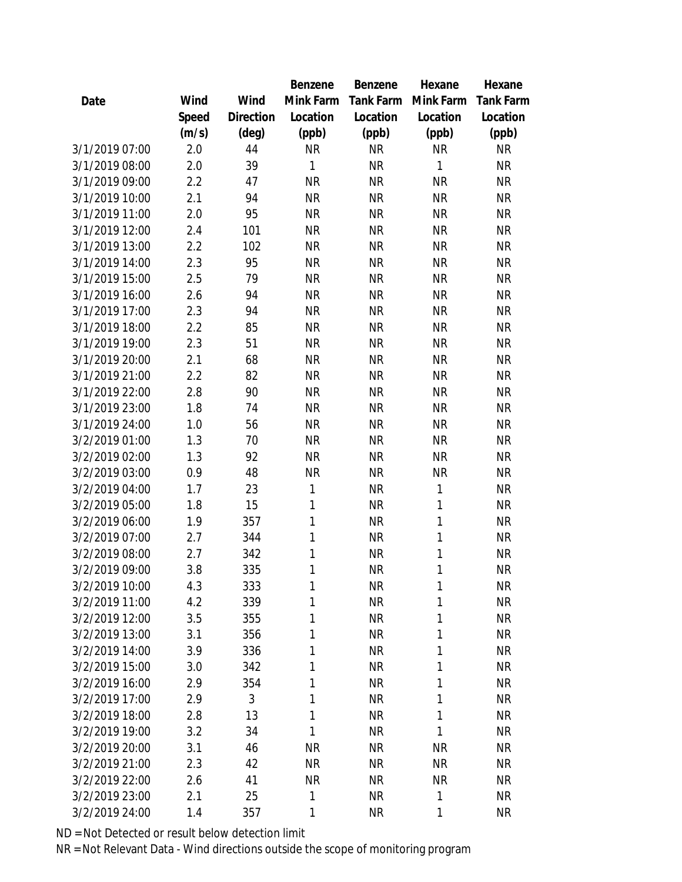| Date | Wind Speed (m/s) | Wind Direction (deg) | Benzene Mink Farm Location (ppb) | Benzene Tank Farm Location (ppb) | Hexane Mink Farm Location (ppb) | Hexane Tank Farm Location (ppb) |
|---|---|---|---|---|---|---|
| 3/1/2019 07:00 | 2.0 | 44 | NR | NR | NR | NR |
| 3/1/2019 08:00 | 2.0 | 39 | 1 | NR | 1 | NR |
| 3/1/2019 09:00 | 2.2 | 47 | NR | NR | NR | NR |
| 3/1/2019 10:00 | 2.1 | 94 | NR | NR | NR | NR |
| 3/1/2019 11:00 | 2.0 | 95 | NR | NR | NR | NR |
| 3/1/2019 12:00 | 2.4 | 101 | NR | NR | NR | NR |
| 3/1/2019 13:00 | 2.2 | 102 | NR | NR | NR | NR |
| 3/1/2019 14:00 | 2.3 | 95 | NR | NR | NR | NR |
| 3/1/2019 15:00 | 2.5 | 79 | NR | NR | NR | NR |
| 3/1/2019 16:00 | 2.6 | 94 | NR | NR | NR | NR |
| 3/1/2019 17:00 | 2.3 | 94 | NR | NR | NR | NR |
| 3/1/2019 18:00 | 2.2 | 85 | NR | NR | NR | NR |
| 3/1/2019 19:00 | 2.3 | 51 | NR | NR | NR | NR |
| 3/1/2019 20:00 | 2.1 | 68 | NR | NR | NR | NR |
| 3/1/2019 21:00 | 2.2 | 82 | NR | NR | NR | NR |
| 3/1/2019 22:00 | 2.8 | 90 | NR | NR | NR | NR |
| 3/1/2019 23:00 | 1.8 | 74 | NR | NR | NR | NR |
| 3/1/2019 24:00 | 1.0 | 56 | NR | NR | NR | NR |
| 3/2/2019 01:00 | 1.3 | 70 | NR | NR | NR | NR |
| 3/2/2019 02:00 | 1.3 | 92 | NR | NR | NR | NR |
| 3/2/2019 03:00 | 0.9 | 48 | NR | NR | NR | NR |
| 3/2/2019 04:00 | 1.7 | 23 | 1 | NR | 1 | NR |
| 3/2/2019 05:00 | 1.8 | 15 | 1 | NR | 1 | NR |
| 3/2/2019 06:00 | 1.9 | 357 | 1 | NR | 1 | NR |
| 3/2/2019 07:00 | 2.7 | 344 | 1 | NR | 1 | NR |
| 3/2/2019 08:00 | 2.7 | 342 | 1 | NR | 1 | NR |
| 3/2/2019 09:00 | 3.8 | 335 | 1 | NR | 1 | NR |
| 3/2/2019 10:00 | 4.3 | 333 | 1 | NR | 1 | NR |
| 3/2/2019 11:00 | 4.2 | 339 | 1 | NR | 1 | NR |
| 3/2/2019 12:00 | 3.5 | 355 | 1 | NR | 1 | NR |
| 3/2/2019 13:00 | 3.1 | 356 | 1 | NR | 1 | NR |
| 3/2/2019 14:00 | 3.9 | 336 | 1 | NR | 1 | NR |
| 3/2/2019 15:00 | 3.0 | 342 | 1 | NR | 1 | NR |
| 3/2/2019 16:00 | 2.9 | 354 | 1 | NR | 1 | NR |
| 3/2/2019 17:00 | 2.9 | 3 | 1 | NR | 1 | NR |
| 3/2/2019 18:00 | 2.8 | 13 | 1 | NR | 1 | NR |
| 3/2/2019 19:00 | 3.2 | 34 | 1 | NR | 1 | NR |
| 3/2/2019 20:00 | 3.1 | 46 | NR | NR | NR | NR |
| 3/2/2019 21:00 | 2.3 | 42 | NR | NR | NR | NR |
| 3/2/2019 22:00 | 2.6 | 41 | NR | NR | NR | NR |
| 3/2/2019 23:00 | 2.1 | 25 | 1 | NR | 1 | NR |
| 3/2/2019 24:00 | 1.4 | 357 | 1 | NR | 1 | NR |

ND = Not Detected or result below detection limit

NR = Not Relevant Data - Wind directions outside the scope of monitoring program